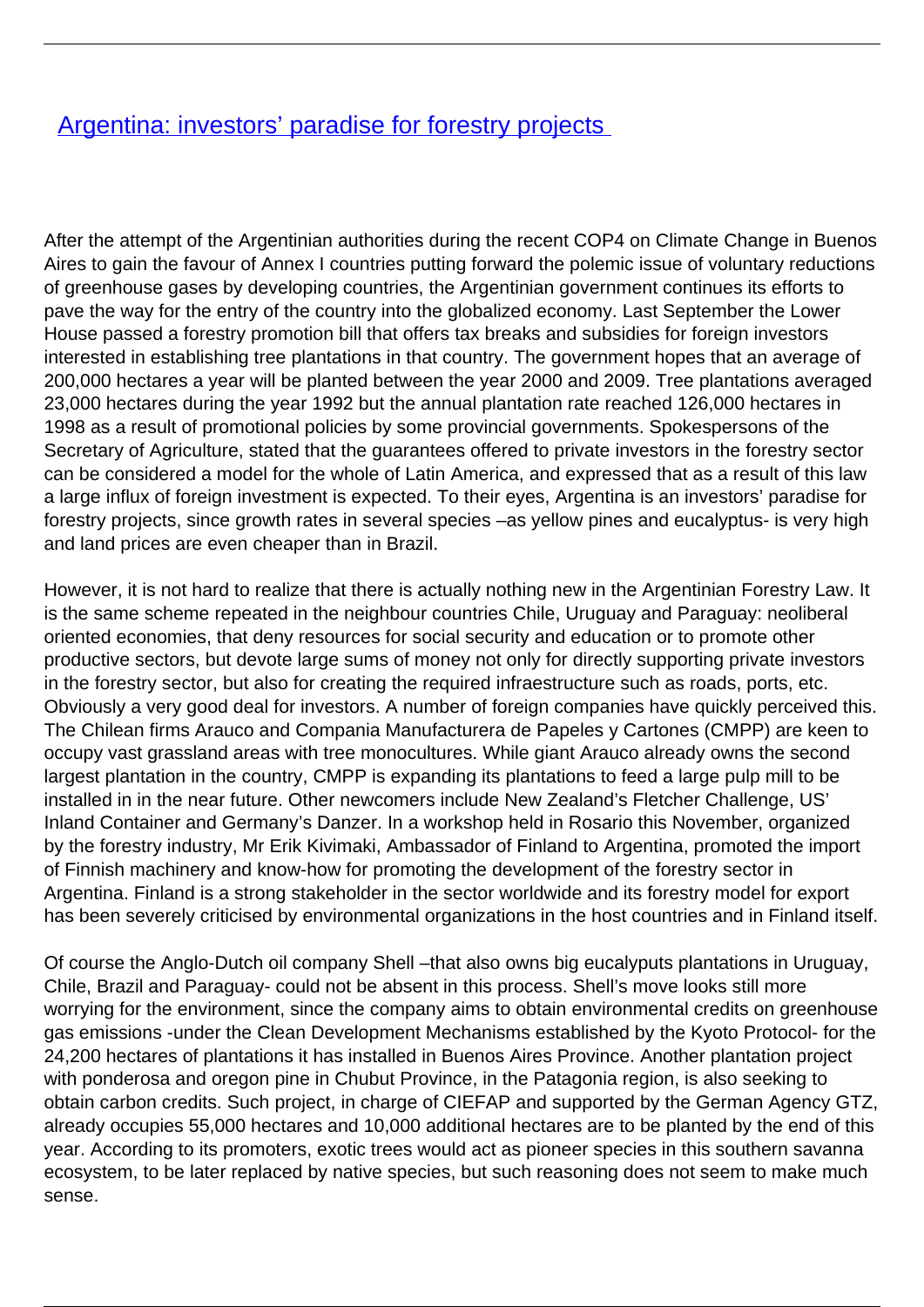# [Argentina: investors' paradise for forestry projects ]()

After the attempt of the Argentinian authorities during the recent COP4 on Climate Change in Buenos Aires to gain the favour of Annex I countries putting forward the polemic issue of voluntary reductions of greenhouse gases by developing countries, the Argentinian government continues its efforts to pave the way for the entry of the country into the globalized economy. Last September the Lower House passed a forestry promotion bill that offers tax breaks and subsidies for foreign investors interested in establishing tree plantations in that country. The government hopes that an average of 200,000 hectares a year will be planted between the year 2000 and 2009. Tree plantations averaged 23,000 hectares during the year 1992 but the annual plantation rate reached 126,000 hectares in 1998 as a result of promotional policies by some provincial governments. Spokespersons of the Secretary of Agriculture, stated that the guarantees offered to private investors in the forestry sector can be considered a model for the whole of Latin America, and expressed that as a result of this law a large influx of foreign investment is expected. To their eyes, Argentina is an investors' paradise for forestry projects, since growth rates in several species –as yellow pines and eucalyptus- is very high and land prices are even cheaper than in Brazil.

However, it is not hard to realize that there is actually nothing new in the Argentinian Forestry Law. It is the same scheme repeated in the neighbour countries Chile, Uruguay and Paraguay: neoliberal oriented economies, that deny resources for social security and education or to promote other productive sectors, but devote large sums of money not only for directly supporting private investors in the forestry sector, but also for creating the required infraestructure such as roads, ports, etc. Obviously a very good deal for investors. A number of foreign companies have quickly perceived this. The Chilean firms Arauco and Compania Manufacturera de Papeles y Cartones (CMPP) are keen to occupy vast grassland areas with tree monocultures. While giant Arauco already owns the second largest plantation in the country, CMPP is expanding its plantations to feed a large pulp mill to be installed in in the near future. Other newcomers include New Zealand's Fletcher Challenge, US' Inland Container and Germany's Danzer. In a workshop held in Rosario this November, organized by the forestry industry, Mr Erik Kivimaki, Ambassador of Finland to Argentina, promoted the import of Finnish machinery and know-how for promoting the development of the forestry sector in Argentina. Finland is a strong stakeholder in the sector worldwide and its forestry model for export has been severely criticised by environmental organizations in the host countries and in Finland itself.

Of course the Anglo-Dutch oil company Shell –that also owns big eucalyputs plantations in Uruguay, Chile, Brazil and Paraguay- could not be absent in this process. Shell's move looks still more worrying for the environment, since the company aims to obtain environmental credits on greenhouse gas emissions -under the Clean Development Mechanisms established by the Kyoto Protocol- for the 24,200 hectares of plantations it has installed in Buenos Aires Province. Another plantation project with ponderosa and oregon pine in Chubut Province, in the Patagonia region, is also seeking to obtain carbon credits. Such project, in charge of CIEFAP and supported by the German Agency GTZ, already occupies 55,000 hectares and 10,000 additional hectares are to be planted by the end of this year. According to its promoters, exotic trees would act as pioneer species in this southern savanna ecosystem, to be later replaced by native species, but such reasoning does not seem to make much sense.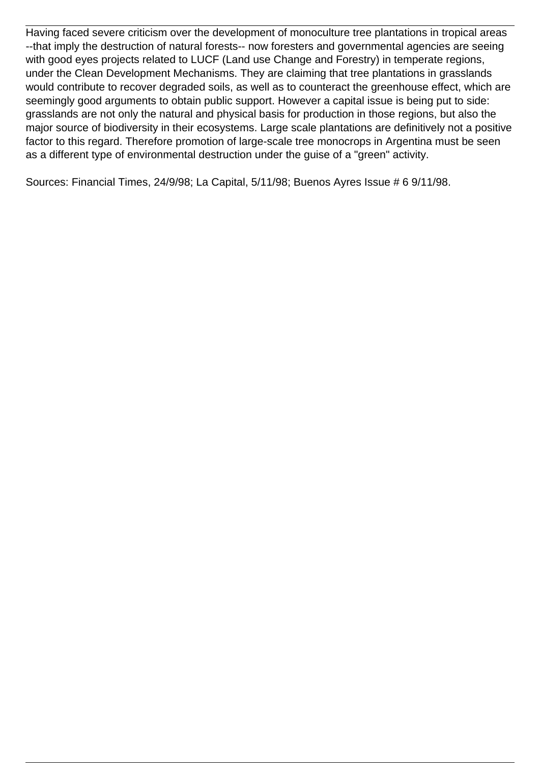Having faced severe criticism over the development of monoculture tree plantations in tropical areas --that imply the destruction of natural forests-- now foresters and governmental agencies are seeing with good eyes projects related to LUCF (Land use Change and Forestry) in temperate regions, under the Clean Development Mechanisms. They are claiming that tree plantations in grasslands would contribute to recover degraded soils, as well as to counteract the greenhouse effect, which are seemingly good arguments to obtain public support. However a capital issue is being put to side: grasslands are not only the natural and physical basis for production in those regions, but also the major source of biodiversity in their ecosystems. Large scale plantations are definitively not a positive factor to this regard. Therefore promotion of large-scale tree monocrops in Argentina must be seen as a different type of environmental destruction under the guise of a "green" activity.

Sources: Financial Times, 24/9/98; La Capital, 5/11/98; Buenos Ayres Issue # 6 9/11/98.